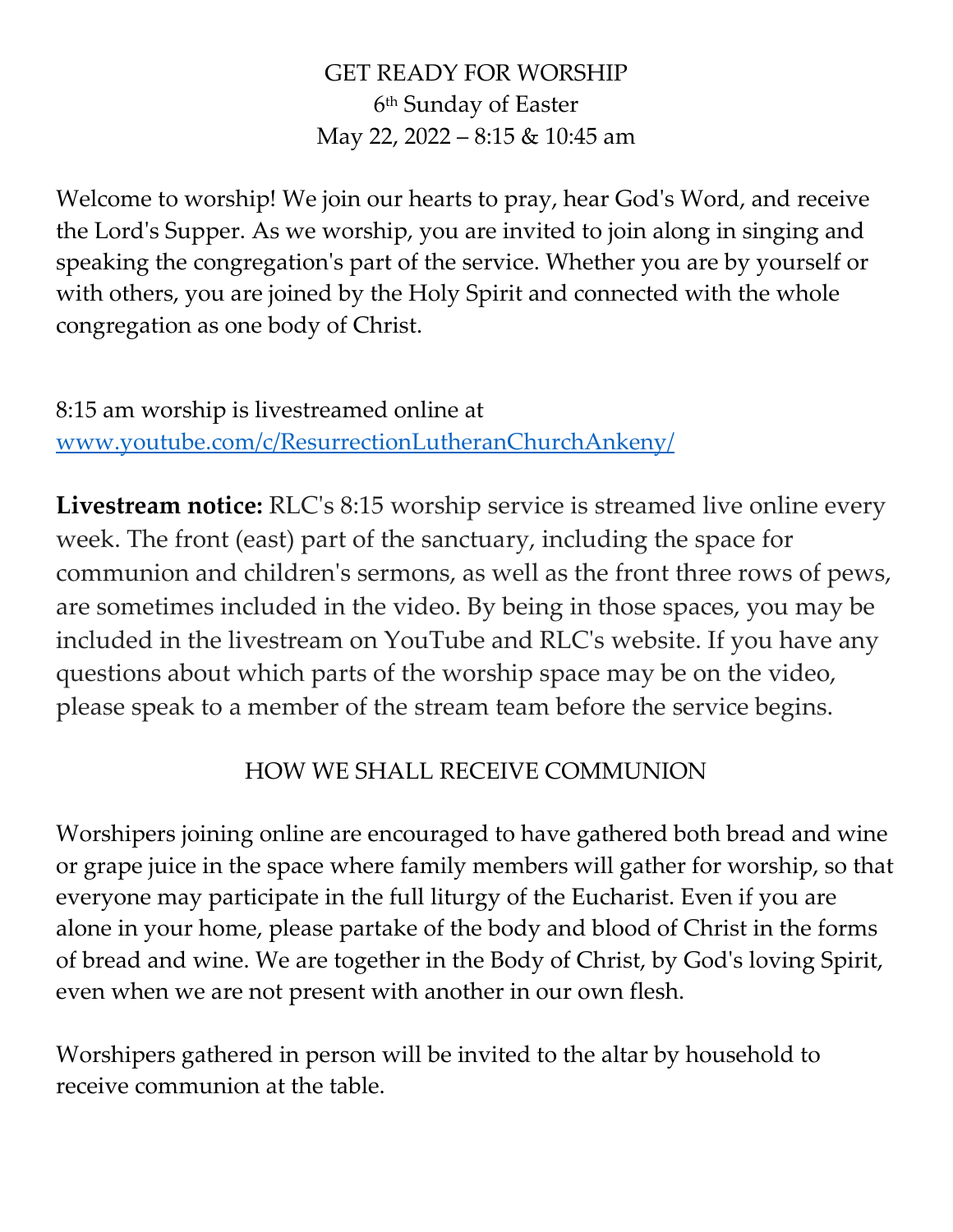# GET READY FOR WORSHIP

6th Sunday of Easter

May 22, 2022 – 8:15 & 10:45 am

Welcome to worship! We join our hearts to pray, hear God's Word, and receive the Lord's Supper. As we worship, you are invited to join along in singing and speaking the congregation's part of the service. Whether you are by yourself or with others, you are joined by the Holy Spirit and connected with the whole congregation as one body of Christ.

8:15 am worship is livestreamed online at [www.youtube.com/c/ResurrectionLutheranChurchAnkeny/](www.youtube.com/c/ResurrectionLutheranChurchAnkeny/)

**Livestream notice:** RLC's 8:15 worship service is streamed live online every week. The front (east) part of the sanctuary, including the space for communion and children's sermons, as well as the front three rows of pews, are sometimes included in the video. By being in those spaces, you may be included in the livestream on YouTube and RLC's website. If you have any questions about which parts of the worship space may be on the video, please speak to a member of the stream team before the service begins.

## HOW WE SHALL RECEIVE COMMUNION

Worshipers joining online are encouraged to have gathered both bread and wine or grape juice in the space where family members will gather for worship, so that everyone may participate in the full liturgy of the Eucharist. Even if you are alone in your home, please partake of the body and blood of Christ in the forms of bread and wine. We are together in the Body of Christ, by God's loving Spirit, even when we are not present with another in our own flesh.

Worshipers gathered in person will be invited to the altar by household to receive communion at the table.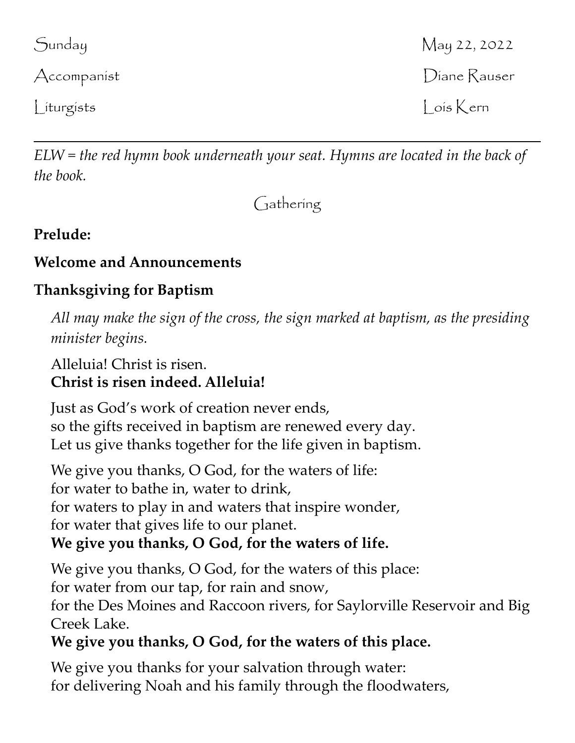| | |
|---|---|
| Sunday | May 22, 2022 |
| Accompanist | Diane Rauser |
| Liturgists | Lois Kern |

---

*ELW = the red hymn book underneath your seat. Hymns are located in the back of the book.*

## Gathering

**Prelude:**

**Welcome and Announcements**

**Thanksgiving for Baptism**

*All may make the sign of the cross, the sign marked at baptism, as the presiding minister begins.*

Alleluia! Christ is risen.
**Christ is risen indeed. Alleluia!**

Just as God's work of creation never ends,
so the gifts received in baptism are renewed every day.
Let us give thanks together for the life given in baptism.

We give you thanks, O God, for the waters of life:
for water to bathe in, water to drink,
for waters to play in and waters that inspire wonder,
for water that gives life to our planet.
**We give you thanks, O God, for the waters of life.**

We give you thanks, O God, for the waters of this place:
for water from our tap, for rain and snow,
for the Des Moines and Raccoon rivers, for Saylorville Reservoir and Big Creek Lake.
**We give you thanks, O God, for the waters of this place.**

We give you thanks for your salvation through water:
for delivering Noah and his family through the floodwaters,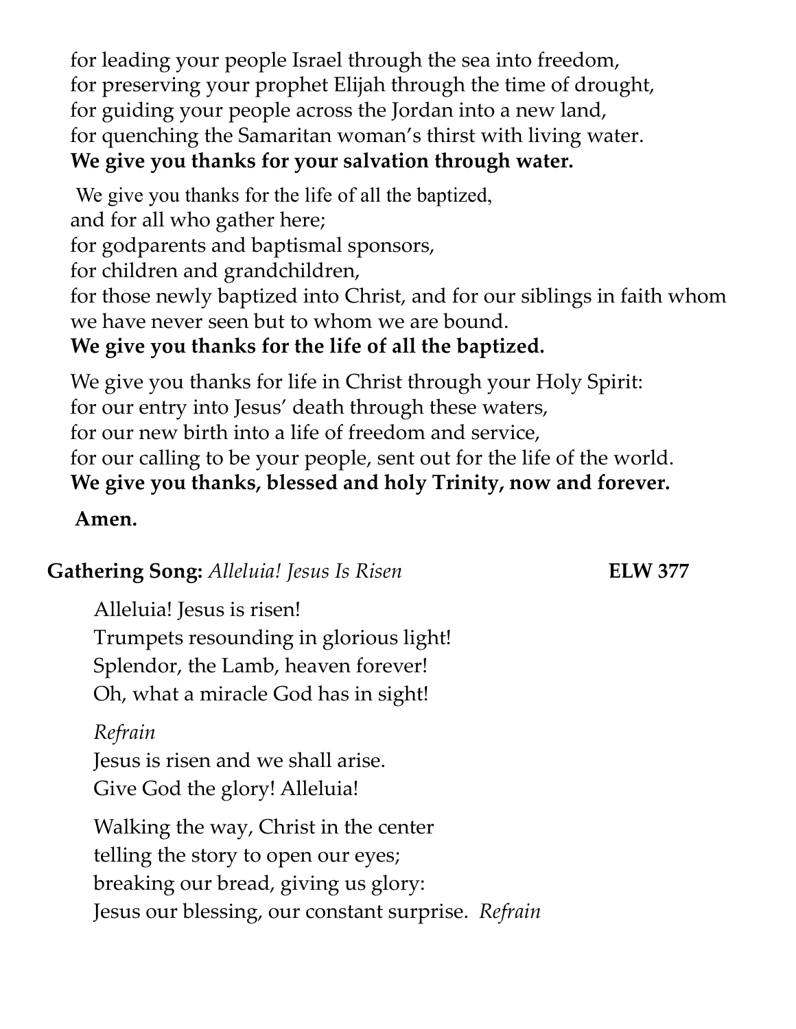for leading your people Israel through the sea into freedom,
for preserving your prophet Elijah through the time of drought,
for guiding your people across the Jordan into a new land,
for quenching the Samaritan woman's thirst with living water.
**We give you thanks for your salvation through water.**

We give you thanks for the life of all the baptized,
and for all who gather here;
for godparents and baptismal sponsors,
for children and grandchildren,
for those newly baptized into Christ, and for our siblings in faith whom we have never seen but to whom we are bound.
**We give you thanks for the life of all the baptized.**

We give you thanks for life in Christ through your Holy Spirit:
for our entry into Jesus' death through these waters,
for our new birth into a life of freedom and service,
for our calling to be your people, sent out for the life of the world.
**We give you thanks, blessed and holy Trinity, now and forever.**

**Amen.**

**Gathering Song:** *Alleluia! Jesus Is Risen* **ELW 377**

Alleluia! Jesus is risen!
Trumpets resounding in glorious light!
Splendor, the Lamb, heaven forever!
Oh, what a miracle God has in sight!

*Refrain*
Jesus is risen and we shall arise.
Give God the glory! Alleluia!

Walking the way, Christ in the center
telling the story to open our eyes;
breaking our bread, giving us glory:
Jesus our blessing, our constant surprise. *Refrain*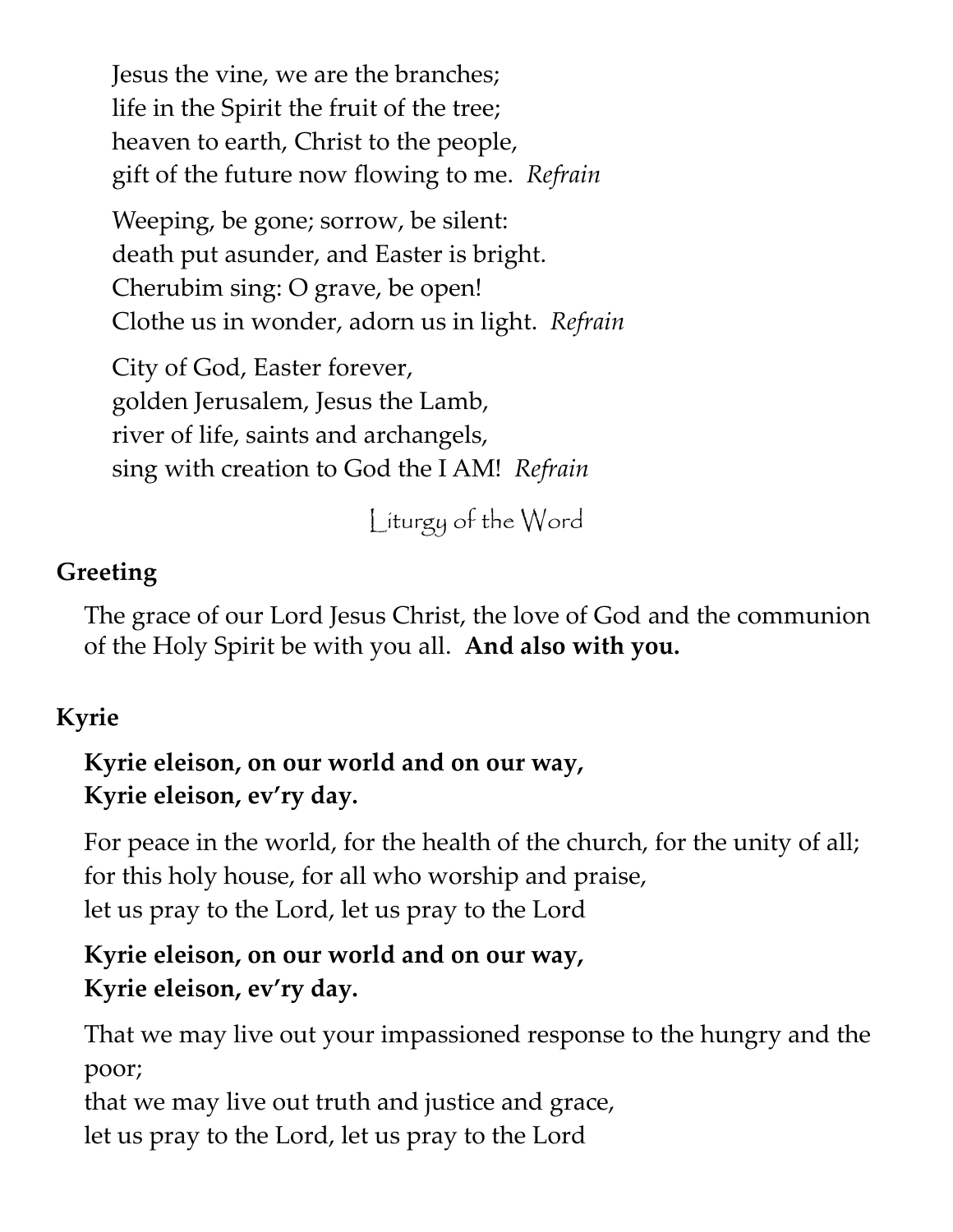Jesus the vine, we are the branches;
life in the Spirit the fruit of the tree;
heaven to earth, Christ to the people,
gift of the future now flowing to me. *Refrain*

Weeping, be gone; sorrow, be silent:
death put asunder, and Easter is bright.
Cherubim sing: O grave, be open!
Clothe us in wonder, adorn us in light. *Refrain*

City of God, Easter forever,
golden Jerusalem, Jesus the Lamb,
river of life, saints and archangels,
sing with creation to God the I AM! *Refrain*

## Liturgy of the Word

### Greeting

The grace of our Lord Jesus Christ, the love of God and the communion of the Holy Spirit be with you all. **And also with you.**

### Kyrie

**Kyrie eleison, on our world and on our way,**
**Kyrie eleison, ev'ry day.**

For peace in the world, for the health of the church, for the unity of all;
for this holy house, for all who worship and praise,
let us pray to the Lord, let us pray to the Lord

**Kyrie eleison, on our world and on our way,**
**Kyrie eleison, ev'ry day.**

That we may live out your impassioned response to the hungry and the poor;
that we may live out truth and justice and grace,
let us pray to the Lord, let us pray to the Lord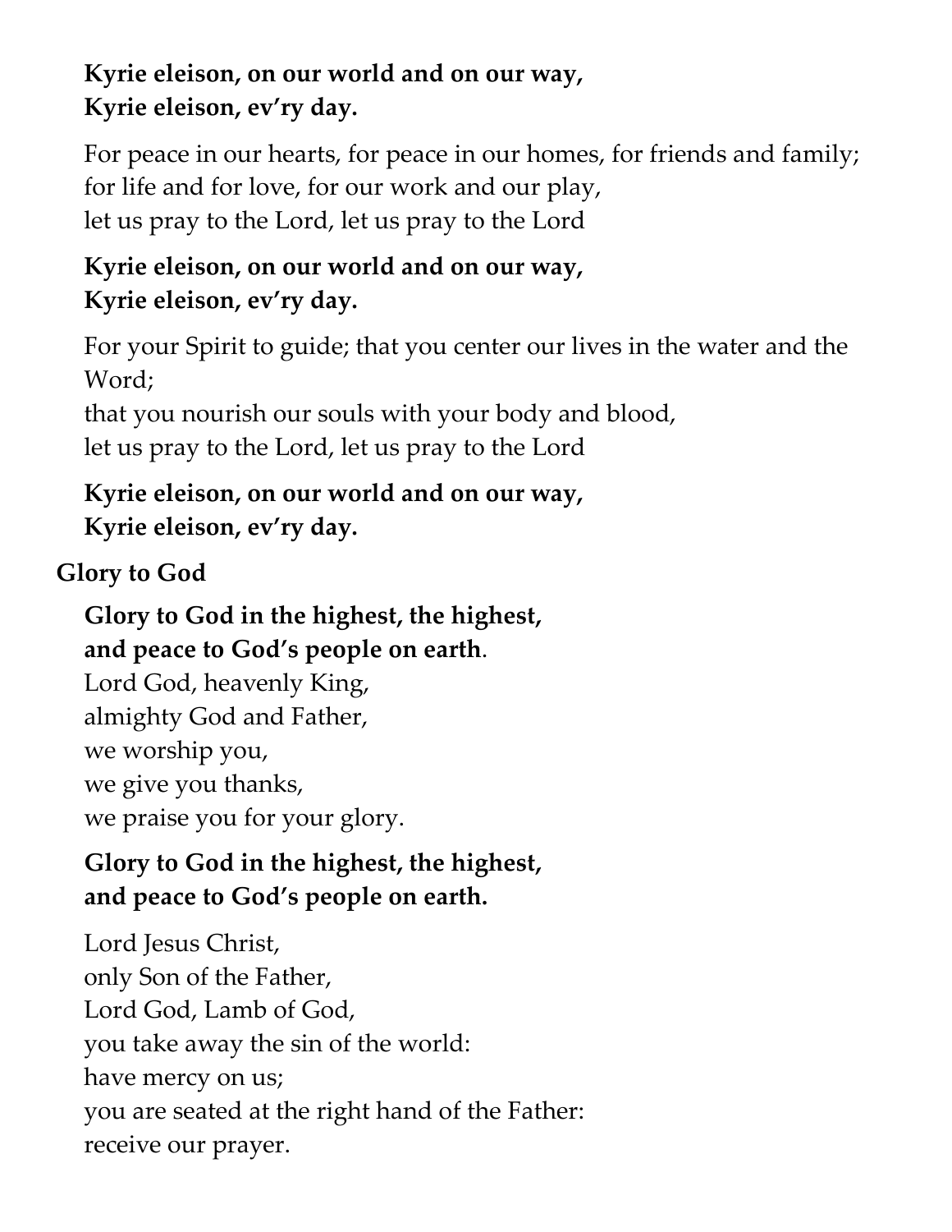**Kyrie eleison, on our world and on our way,**
**Kyrie eleison, ev'ry day.**

For peace in our hearts, for peace in our homes, for friends and family;
for life and for love, for our work and our play,
let us pray to the Lord, let us pray to the Lord

**Kyrie eleison, on our world and on our way,**
**Kyrie eleison, ev'ry day.**

For your Spirit to guide; that you center our lives in the water and the Word;
that you nourish our souls with your body and blood,
let us pray to the Lord, let us pray to the Lord

**Kyrie eleison, on our world and on our way,**
**Kyrie eleison, ev'ry day.**

**Glory to God**

**Glory to God in the highest, the highest,**
**and peace to God's people on earth**.
Lord God, heavenly King,
almighty God and Father,
we worship you,
we give you thanks,
we praise you for your glory.

**Glory to God in the highest, the highest,**
**and peace to God's people on earth.**

Lord Jesus Christ,
only Son of the Father,
Lord God, Lamb of God,
you take away the sin of the world:
have mercy on us;
you are seated at the right hand of the Father:
receive our prayer.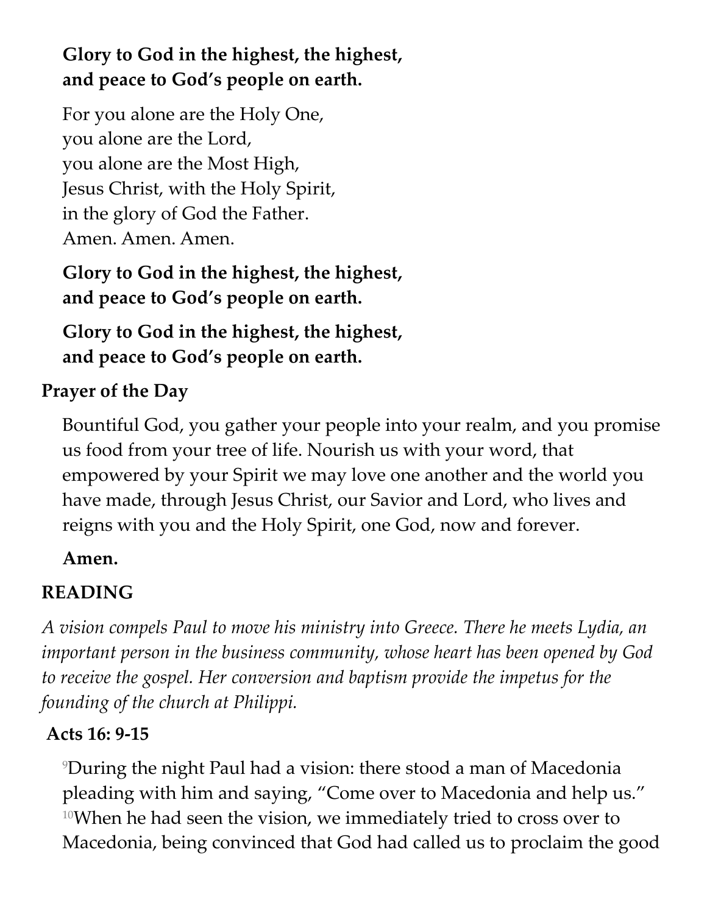**Glory to God in the highest, the highest,**
**and peace to God's people on earth.**

For you alone are the Holy One,
you alone are the Lord,
you alone are the Most High,
Jesus Christ, with the Holy Spirit,
in the glory of God the Father.
Amen. Amen. Amen.

**Glory to God in the highest, the highest,**
**and peace to God's people on earth.**

**Glory to God in the highest, the highest,**
**and peace to God's people on earth.**

**Prayer of the Day**

Bountiful God, you gather your people into your realm, and you promise us food from your tree of life. Nourish us with your word, that empowered by your Spirit we may love one another and the world you have made, through Jesus Christ, our Savior and Lord, who lives and reigns with you and the Holy Spirit, one God, now and forever.

**Amen.**

**READING**

*A vision compels Paul to move his ministry into Greece. There he meets Lydia, an important person in the business community, whose heart has been opened by God to receive the gospel. Her conversion and baptism provide the impetus for the founding of the church at Philippi.*

**Acts 16: 9-15**

[9]During the night Paul had a vision: there stood a man of Macedonia pleading with him and saying, "Come over to Macedonia and help us." [10]When he had seen the vision, we immediately tried to cross over to Macedonia, being convinced that God had called us to proclaim the good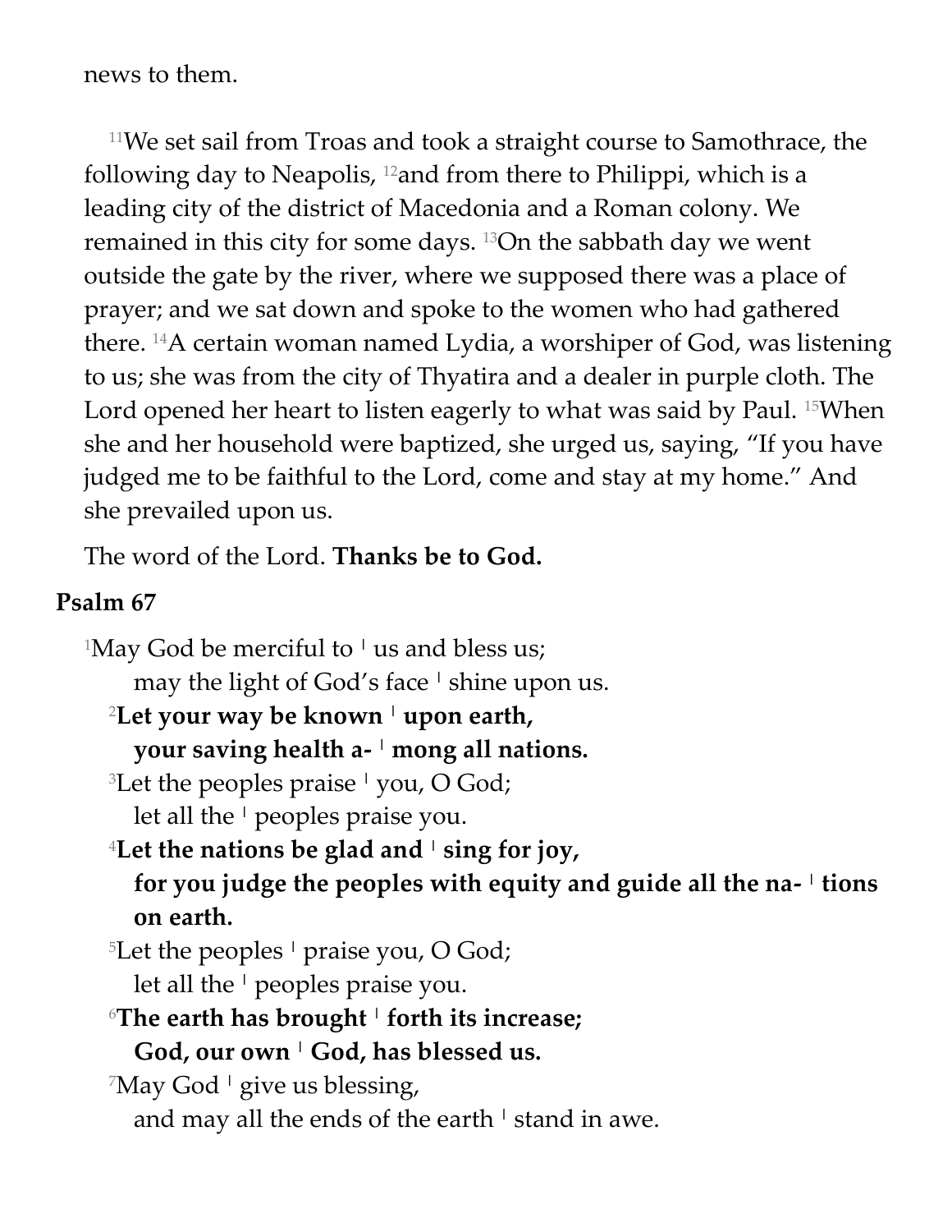news to them.

[11]We set sail from Troas and took a straight course to Samothrace, the following day to Neapolis, [12]and from there to Philippi, which is a leading city of the district of Macedonia and a Roman colony. We remained in this city for some days. [13]On the sabbath day we went outside the gate by the river, where we supposed there was a place of prayer; and we sat down and spoke to the women who had gathered there. [14]A certain woman named Lydia, a worshiper of God, was listening to us; she was from the city of Thyatira and a dealer in purple cloth. The Lord opened her heart to listen eagerly to what was said by Paul. [15]When she and her household were baptized, she urged us, saying, "If you have judged me to be faithful to the Lord, come and stay at my home." And she prevailed upon us.

The word of the Lord. **Thanks be to God.**

**Psalm 67**

[1]May God be merciful to ¦ us and bless us;
may the light of God's face ¦ shine upon us.

[2]**Let your way be known ¦ upon earth,**
**your saving health a- ¦ mong all nations.**

[3]Let the peoples praise ¦ you, O God;
let all the ¦ peoples praise you.

[4]**Let the nations be glad and ¦ sing for joy,**
**for you judge the peoples with equity and guide all the na- ¦ tions on earth.**

[5]Let the peoples ¦ praise you, O God;
let all the ¦ peoples praise you.

[6]**The earth has brought ¦ forth its increase;**
**God, our own ¦ God, has blessed us.**

[7]May God ¦ give us blessing,
and may all the ends of the earth ¦ stand in awe.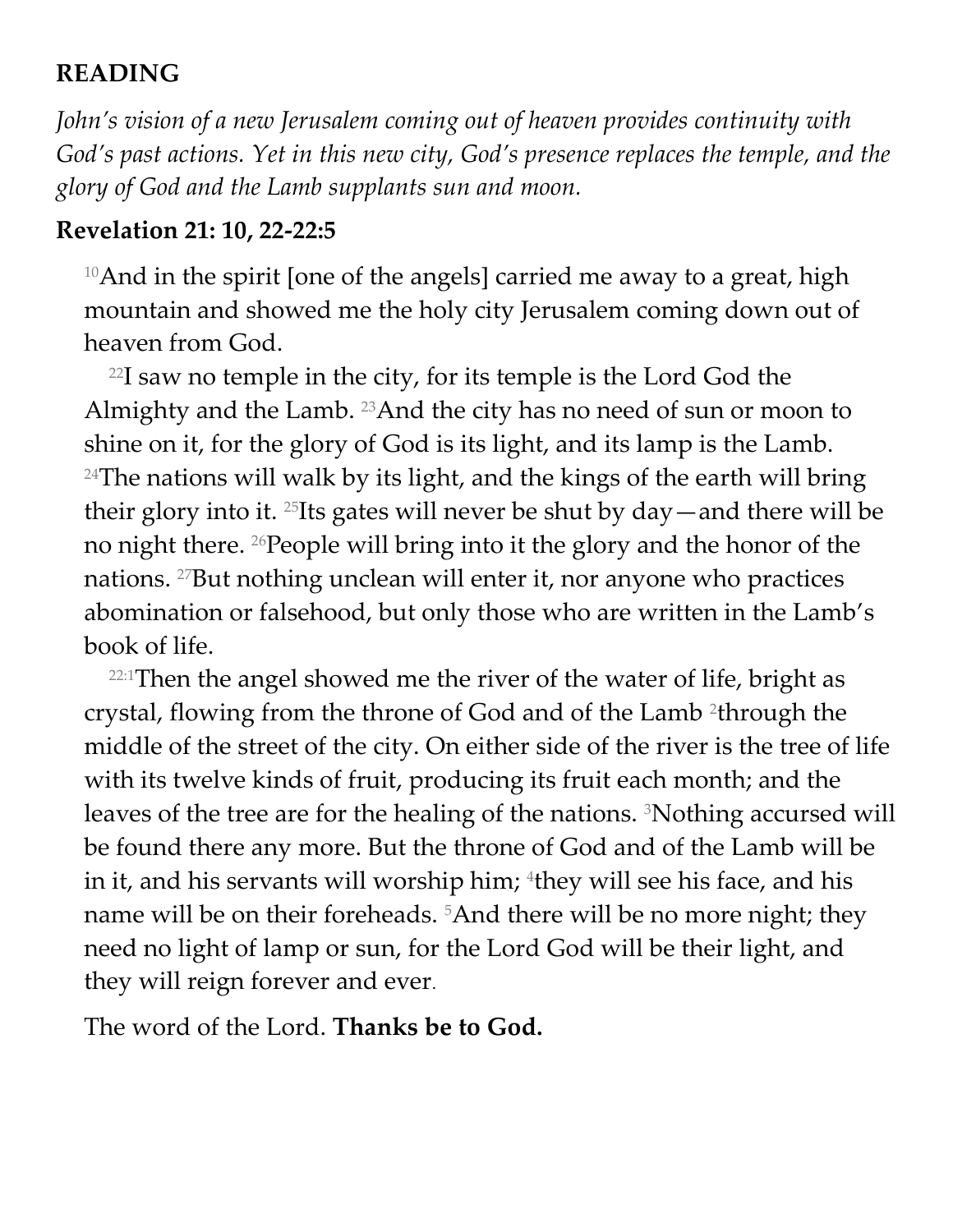## READING

*John's vision of a new Jerusalem coming out of heaven provides continuity with God's past actions. Yet in this new city, God's presence replaces the temple, and the glory of God and the Lamb supplants sun and moon.*

### Revelation 21: 10, 22-22:5

10 And in the spirit [one of the angels] carried me away to a great, high mountain and showed me the holy city Jerusalem coming down out of heaven from God.

22 I saw no temple in the city, for its temple is the Lord God the Almighty and the Lamb. 23 And the city has no need of sun or moon to shine on it, for the glory of God is its light, and its lamp is the Lamb. 24 The nations will walk by its light, and the kings of the earth will bring their glory into it. 25 Its gates will never be shut by day—and there will be no night there. 26 People will bring into it the glory and the honor of the nations. 27 But nothing unclean will enter it, nor anyone who practices abomination or falsehood, but only those who are written in the Lamb's book of life.

22:1 Then the angel showed me the river of the water of life, bright as crystal, flowing from the throne of God and of the Lamb 2 through the middle of the street of the city. On either side of the river is the tree of life with its twelve kinds of fruit, producing its fruit each month; and the leaves of the tree are for the healing of the nations. 3 Nothing accursed will be found there any more. But the throne of God and of the Lamb will be in it, and his servants will worship him; 4 they will see his face, and his name will be on their foreheads. 5 And there will be no more night; they need no light of lamp or sun, for the Lord God will be their light, and they will reign forever and ever.

The word of the Lord. **Thanks be to God.**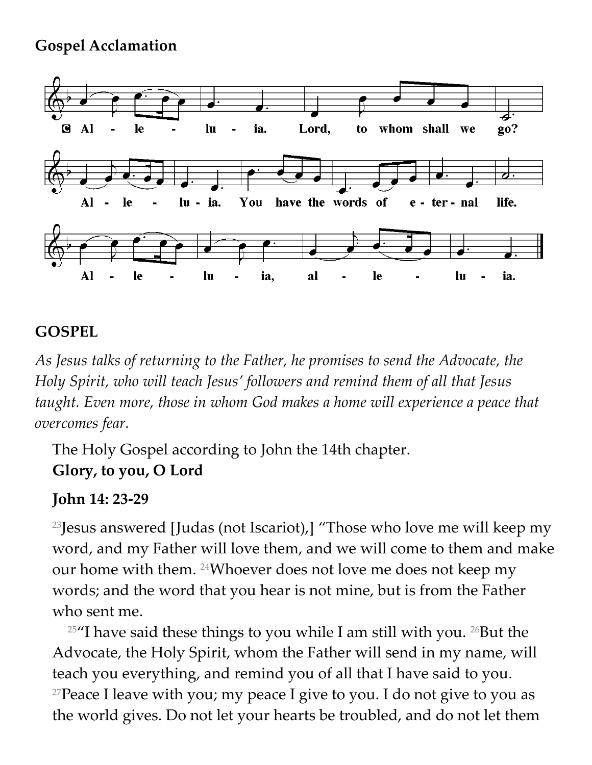**Gospel Acclamation**

C Alleluia. Lord, to whom shall we go?
Alleluia. You have the words of eternal life.
Alleluia, alleluia.

## GOSPEL

*As Jesus talks of returning to the Father, he promises to send the Advocate, the Holy Spirit, who will teach Jesus' followers and remind them of all that Jesus taught. Even more, those in whom God makes a home will experience a peace that overcomes fear.*

The Holy Gospel according to John the 14th chapter.
**Glory, to you, O Lord**

**John 14: 23-29**

[23]Jesus answered [Judas (not Iscariot),] "Those who love me will keep my word, and my Father will love them, and we will come to them and make our home with them. [24]Whoever does not love me does not keep my words; and the word that you hear is not mine, but is from the Father who sent me.

[25]"I have said these things to you while I am still with you. [26]But the Advocate, the Holy Spirit, whom the Father will send in my name, will teach you everything, and remind you of all that I have said to you. [27]Peace I leave with you; my peace I give to you. I do not give to you as the world gives. Do not let your hearts be troubled, and do not let them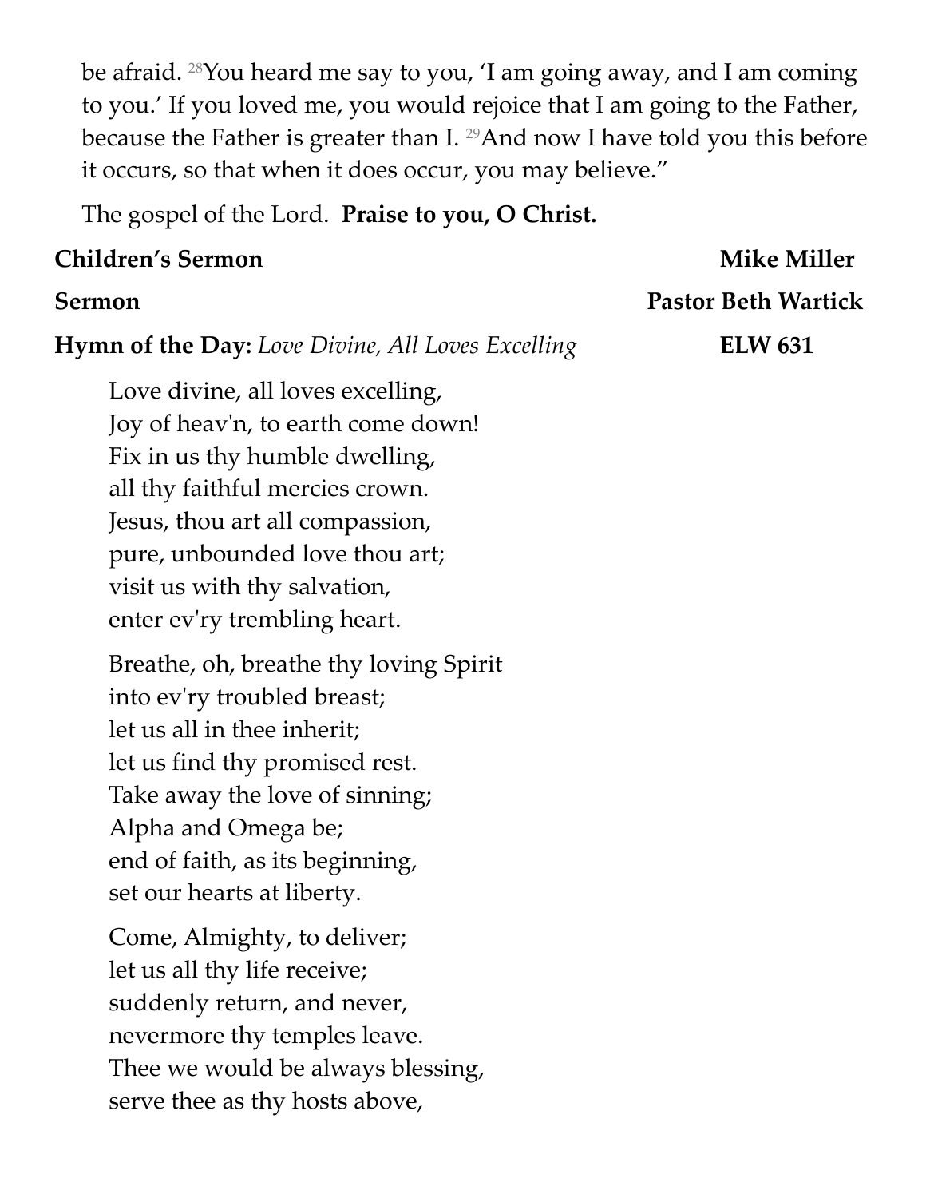be afraid. [28]You heard me say to you, 'I am going away, and I am coming to you.' If you loved me, you would rejoice that I am going to the Father, because the Father is greater than I. [29]And now I have told you this before it occurs, so that when it does occur, you may believe."

The gospel of the Lord. **Praise to you, O Christ.**

**Children's Sermon** **Mike Miller**

**Sermon** **Pastor Beth Wartick**

**Hymn of the Day:** *Love Divine, All Loves Excelling* **ELW 631**

Love divine, all loves excelling,
Joy of heav'n, to earth come down!
Fix in us thy humble dwelling,
all thy faithful mercies crown.
Jesus, thou art all compassion,
pure, unbounded love thou art;
visit us with thy salvation,
enter ev'ry trembling heart.

Breathe, oh, breathe thy loving Spirit
into ev'ry troubled breast;
let us all in thee inherit;
let us find thy promised rest.
Take away the love of sinning;
Alpha and Omega be;
end of faith, as its beginning,
set our hearts at liberty.

Come, Almighty, to deliver;
let us all thy life receive;
suddenly return, and never,
nevermore thy temples leave.
Thee we would be always blessing,
serve thee as thy hosts above,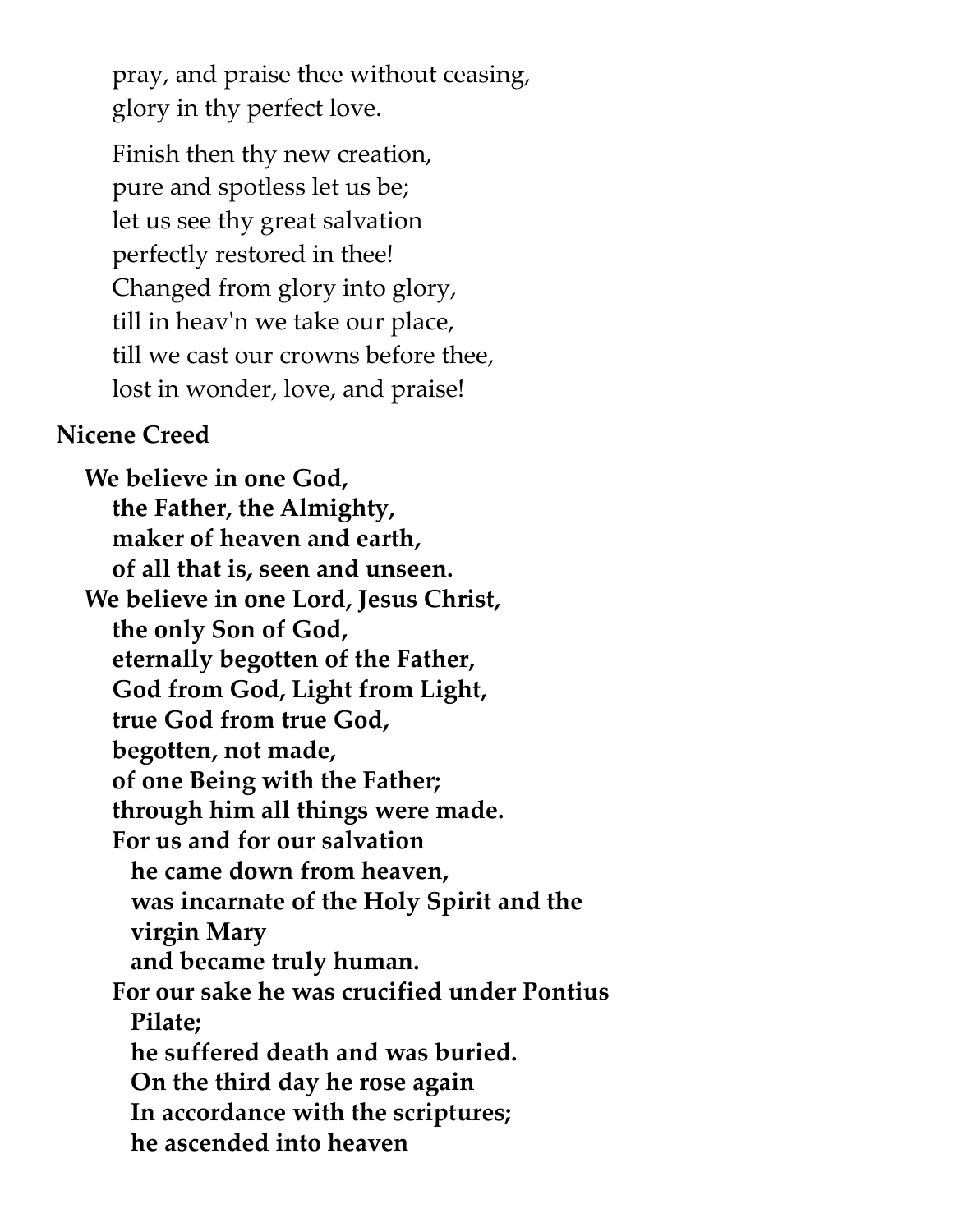pray, and praise thee without ceasing,
glory in thy perfect love.

Finish then thy new creation,
pure and spotless let us be;
let us see thy great salvation
perfectly restored in thee!
Changed from glory into glory,
till in heav'n we take our place,
till we cast our crowns before thee,
lost in wonder, love, and praise!

**Nicene Creed**

**We believe in one God,**
**the Father, the Almighty,**
**maker of heaven and earth,**
**of all that is, seen and unseen.**
**We believe in one Lord, Jesus Christ,**
**the only Son of God,**
**eternally begotten of the Father,**
**God from God, Light from Light,**
**true God from true God,**
**begotten, not made,**
**of one Being with the Father;**
**through him all things were made.**
**For us and for our salvation**
**he came down from heaven,**
**was incarnate of the Holy Spirit and the virgin Mary**
**and became truly human.**
**For our sake he was crucified under Pontius Pilate;**
**he suffered death and was buried.**
**On the third day he rose again**
**In accordance with the scriptures;**
**he ascended into heaven**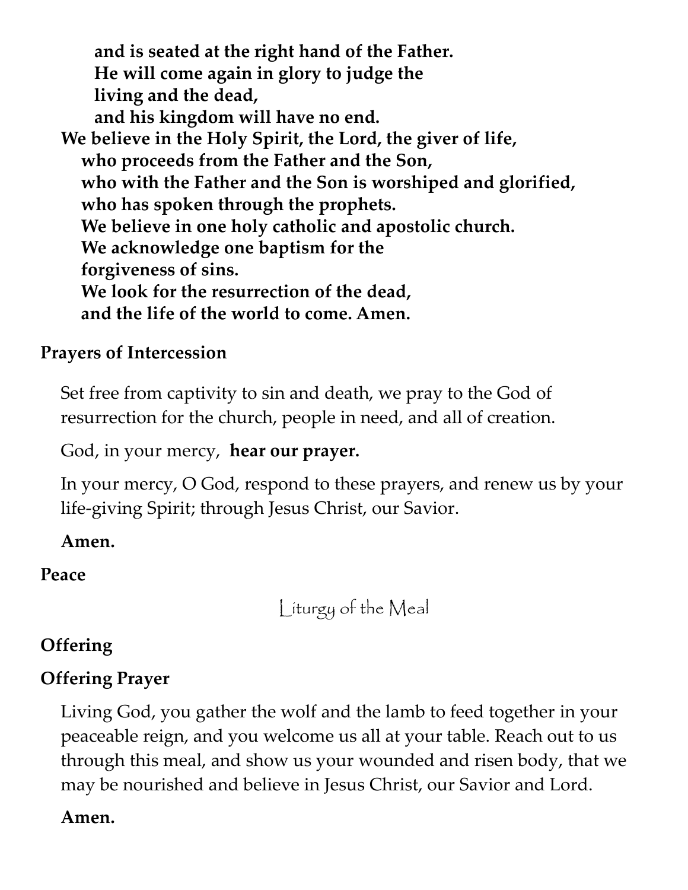**and is seated at the right hand of the Father.**
**He will come again in glory to judge the living and the dead,**
**and his kingdom will have no end.**
**We believe in the Holy Spirit, the Lord, the giver of life,**
**who proceeds from the Father and the Son,**
**who with the Father and the Son is worshiped and glorified,**
**who has spoken through the prophets.**
**We believe in one holy catholic and apostolic church.**
**We acknowledge one baptism for the forgiveness of sins.**
**We look for the resurrection of the dead,**
**and the life of the world to come. Amen.**

**Prayers of Intercession**

Set free from captivity to sin and death, we pray to the God of resurrection for the church, people in need, and all of creation.

God, in your mercy, **hear our prayer.**

In your mercy, O God, respond to these prayers, and renew us by your life-giving Spirit; through Jesus Christ, our Savior.

**Amen.**

**Peace**

## Liturgy of the Meal

**Offering**

**Offering Prayer**

Living God, you gather the wolf and the lamb to feed together in your peaceable reign, and you welcome us all at your table. Reach out to us through this meal, and show us your wounded and risen body, that we may be nourished and believe in Jesus Christ, our Savior and Lord.

**Amen.**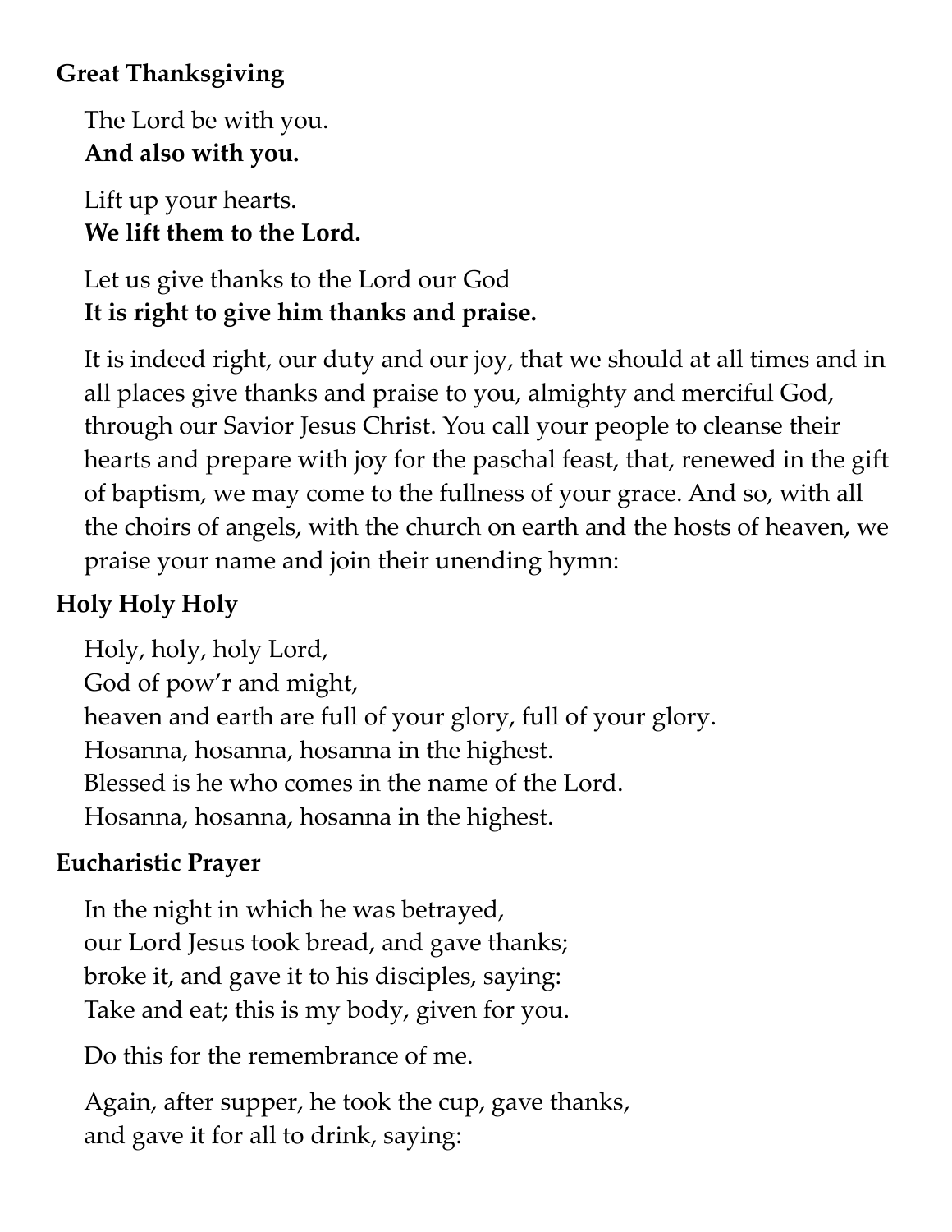**Great Thanksgiving**

The Lord be with you.  
**And also with you.**

Lift up your hearts.  
**We lift them to the Lord.**

Let us give thanks to the Lord our God  
**It is right to give him thanks and praise.**

It is indeed right, our duty and our joy, that we should at all times and in all places give thanks and praise to you, almighty and merciful God, through our Savior Jesus Christ. You call your people to cleanse their hearts and prepare with joy for the paschal feast, that, renewed in the gift of baptism, we may come to the fullness of your grace. And so, with all the choirs of angels, with the church on earth and the hosts of heaven, we praise your name and join their unending hymn:

**Holy Holy Holy**

Holy, holy, holy Lord,  
God of pow'r and might,  
heaven and earth are full of your glory, full of your glory.  
Hosanna, hosanna, hosanna in the highest.  
Blessed is he who comes in the name of the Lord.  
Hosanna, hosanna, hosanna in the highest.

**Eucharistic Prayer**

In the night in which he was betrayed,  
our Lord Jesus took bread, and gave thanks;  
broke it, and gave it to his disciples, saying:  
Take and eat; this is my body, given for you.

Do this for the remembrance of me.

Again, after supper, he took the cup, gave thanks,  
and gave it for all to drink, saying: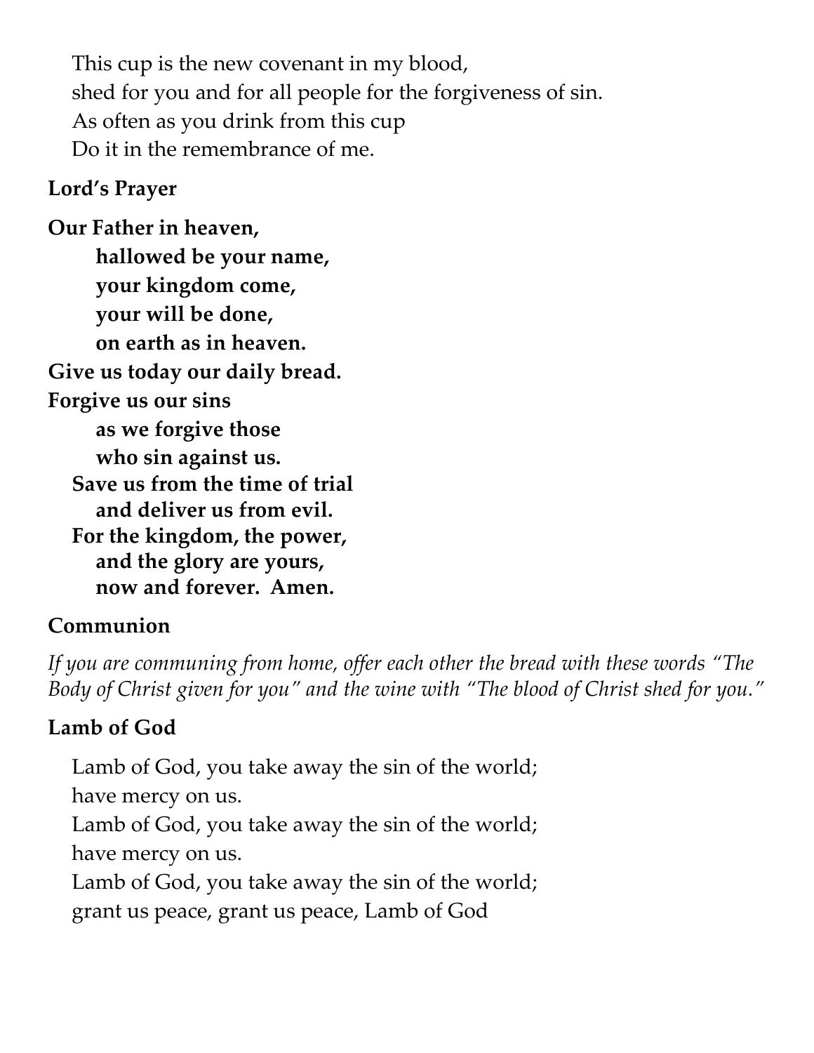This cup is the new covenant in my blood,
shed for you and for all people for the forgiveness of sin.
As often as you drink from this cup
Do it in the remembrance of me.

**Lord's Prayer**

**Our Father in heaven,**
**hallowed be your name,**
**your kingdom come,**
**your will be done,**
**on earth as in heaven.**
**Give us today our daily bread.**
**Forgive us our sins**
**as we forgive those**
**who sin against us.**
**Save us from the time of trial**
**and deliver us from evil.**
**For the kingdom, the power,**
**and the glory are yours,**
**now and forever. Amen.**

**Communion**

*If you are communing from home, offer each other the bread with these words "The Body of Christ given for you" and the wine with "The blood of Christ shed for you."*

**Lamb of God**

Lamb of God, you take away the sin of the world;
have mercy on us.
Lamb of God, you take away the sin of the world;
have mercy on us.
Lamb of God, you take away the sin of the world;
grant us peace, grant us peace, Lamb of God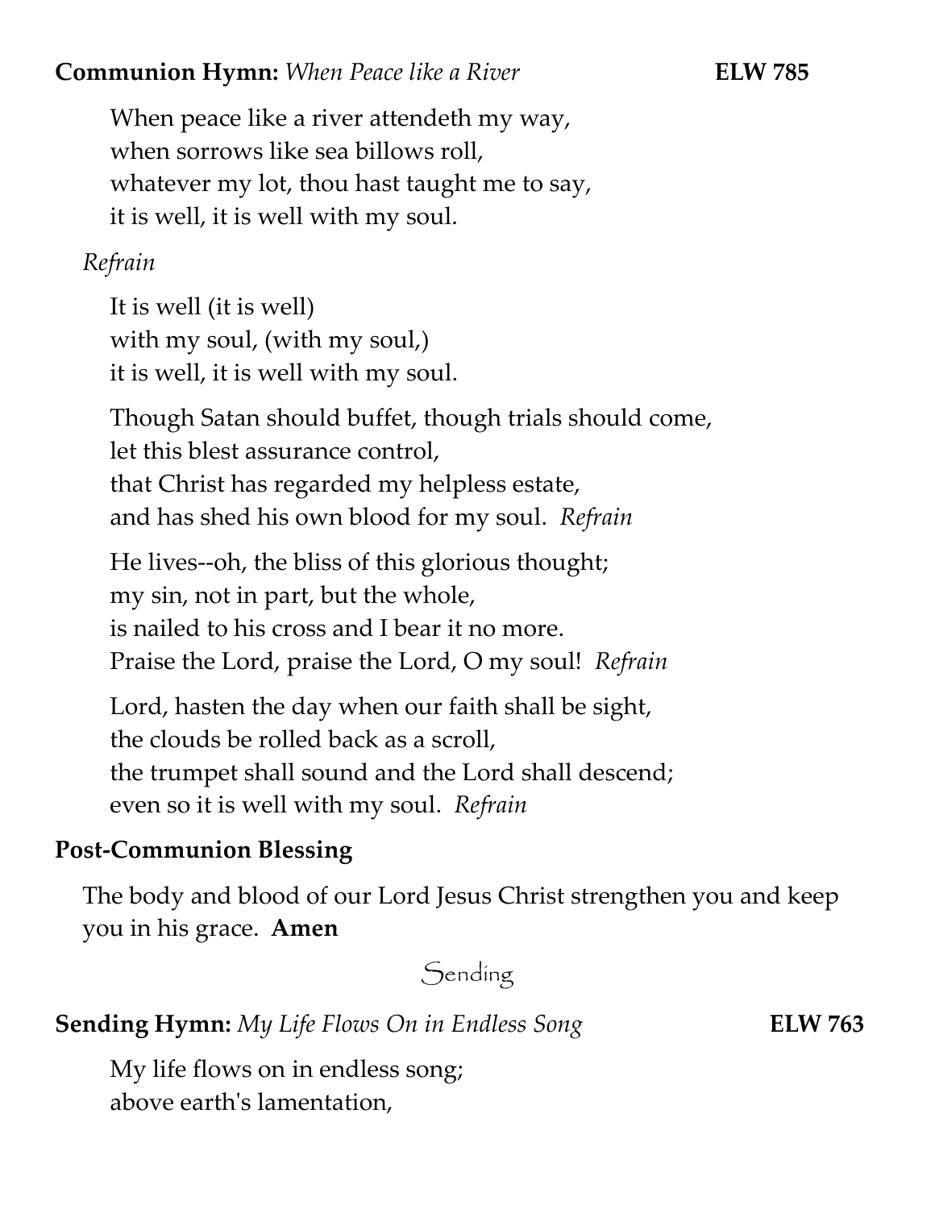**Communion Hymn:** *When Peace like a River* **ELW 785**

When peace like a river attendeth my way,
when sorrows like sea billows roll,
whatever my lot, thou hast taught me to say,
it is well, it is well with my soul.

*Refrain*

It is well (it is well)
with my soul, (with my soul,)
it is well, it is well with my soul.

Though Satan should buffet, though trials should come,
let this blest assurance control,
that Christ has regarded my helpless estate,
and has shed his own blood for my soul. *Refrain*

He lives--oh, the bliss of this glorious thought;
my sin, not in part, but the whole,
is nailed to his cross and I bear it no more.
Praise the Lord, praise the Lord, O my soul! *Refrain*

Lord, hasten the day when our faith shall be sight,
the clouds be rolled back as a scroll,
the trumpet shall sound and the Lord shall descend;
even so it is well with my soul. *Refrain*

**Post-Communion Blessing**

The body and blood of our Lord Jesus Christ strengthen you and keep you in his grace. **Amen**

## Sending

**Sending Hymn:** *My Life Flows On in Endless Song* **ELW 763**

My life flows on in endless song;
above earth's lamentation,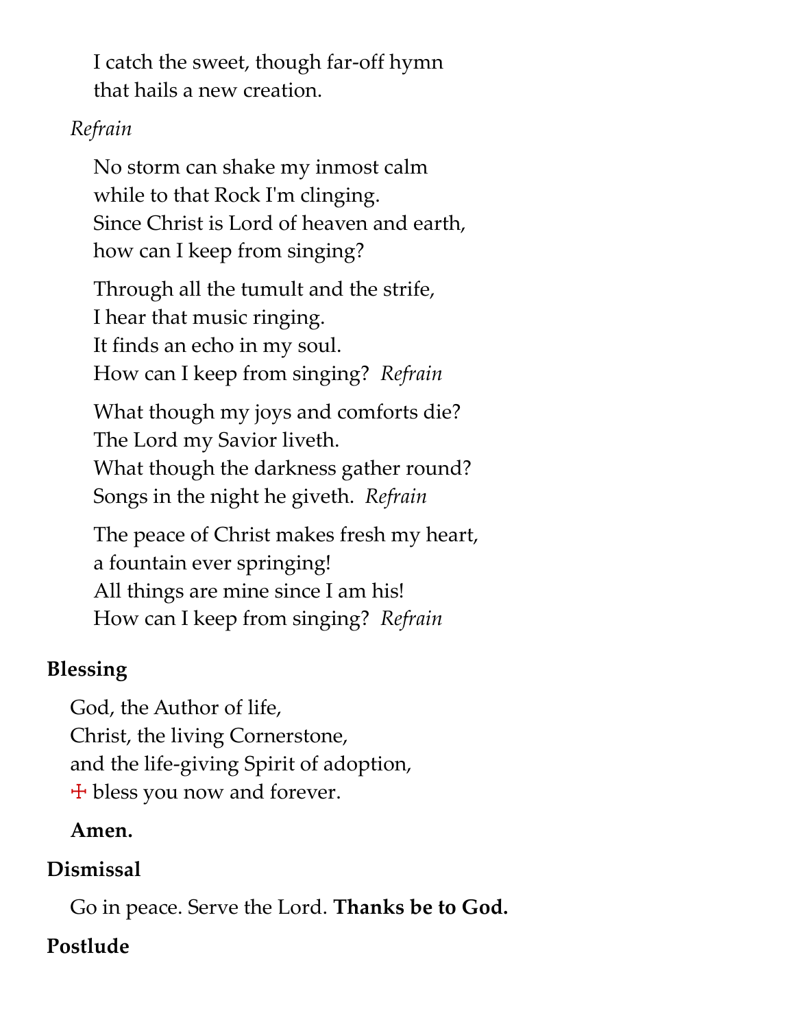I catch the sweet, though far-off hymn
that hails a new creation.

*Refrain*

No storm can shake my inmost calm
while to that Rock I'm clinging.
Since Christ is Lord of heaven and earth,
how can I keep from singing?

Through all the tumult and the strife,
I hear that music ringing.
It finds an echo in my soul.
How can I keep from singing? *Refrain*

What though my joys and comforts die?
The Lord my Savior liveth.
What though the darkness gather round?
Songs in the night he giveth. *Refrain*

The peace of Christ makes fresh my heart,
a fountain ever springing!
All things are mine since I am his!
How can I keep from singing? *Refrain*

## Blessing

God, the Author of life,
Christ, the living Cornerstone,
and the life-giving Spirit of adoption,
☩ bless you now and forever.

**Amen.**

## Dismissal

Go in peace. Serve the Lord. **Thanks be to God.**

## Postlude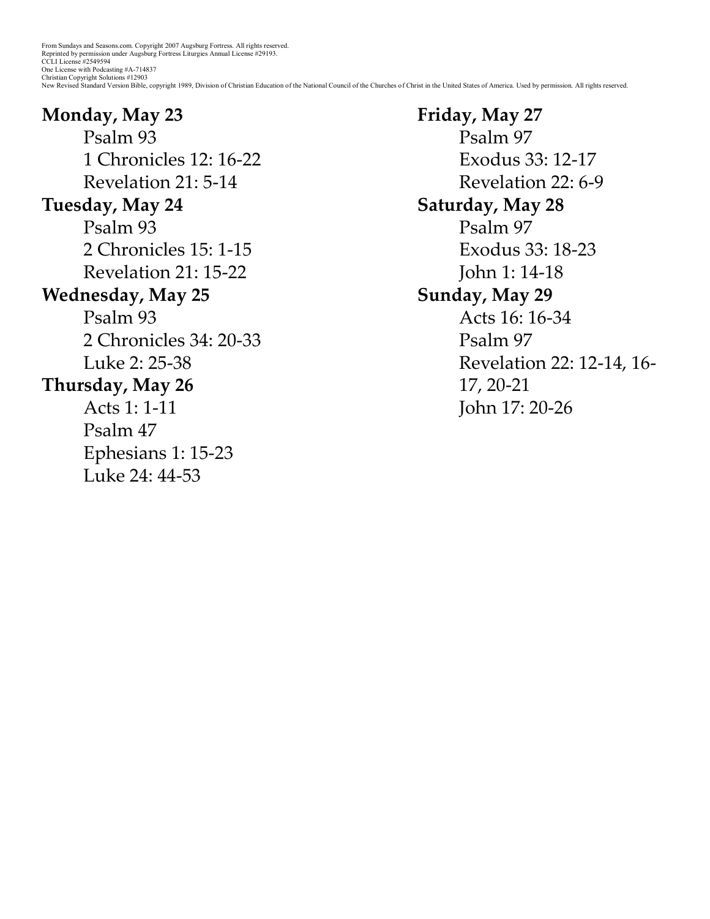From Sundays and Seasons.com. Copyright 2007 Augsburg Fortress. All rights reserved.
Reprinted by permission under Augsburg Fortress Liturgies Annual License #29193.
CCLI License #2549594
One License with Podcasting #A-714837
Christian Copyright Solutions #12903
New Revised Standard Version Bible, copyright 1989, Division of Christian Education of the National Council of the Churches of Christ in the United States of America. Used by permission. All rights reserved.

**Monday, May 23**

Psalm 93
1 Chronicles 12: 16-22
Revelation 21: 5-14

**Tuesday, May 24**

Psalm 93
2 Chronicles 15: 1-15
Revelation 21: 15-22

**Wednesday, May 25**

Psalm 93
2 Chronicles 34: 20-33
Luke 2: 25-38

**Thursday, May 26**

Acts 1: 1-11
Psalm 47
Ephesians 1: 15-23
Luke 24: 44-53

**Friday, May 27**

Psalm 97
Exodus 33: 12-17
Revelation 22: 6-9

**Saturday, May 28**

Psalm 97
Exodus 33: 18-23
John 1: 14-18

**Sunday, May 29**

Acts 16: 16-34
Psalm 97
Revelation 22: 12-14, 16-17, 20-21
John 17: 20-26